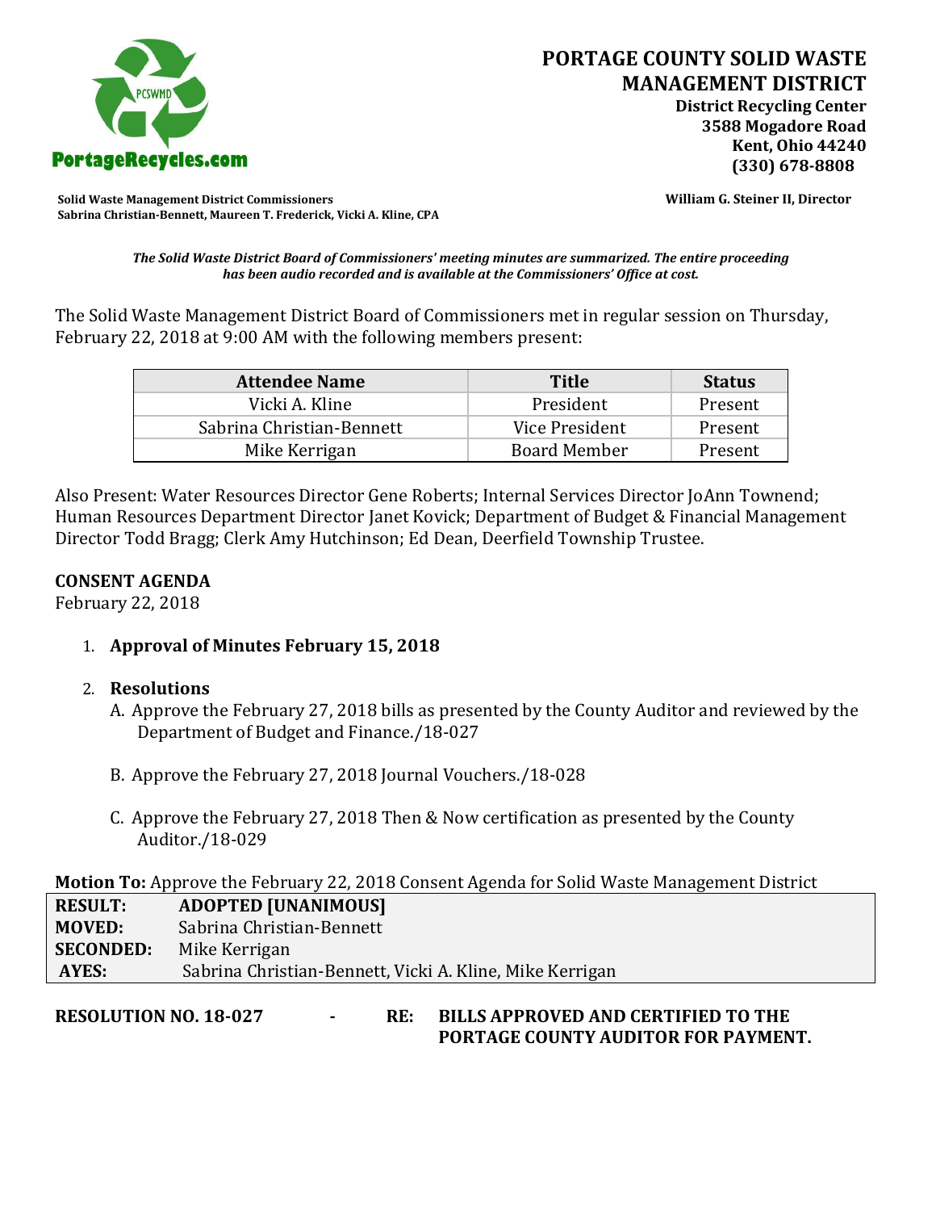# PORTAGE COUNTY SOLID WASTE MANAGEMENT DISTRICT

**District Recycling Center**
**3588 Mogadore Road**
**Kent, Ohio 44240**
**(330) 678-8808**

PortageRecycles.com

**Solid Waste Management District Commissioners**
**Sabrina Christian-Bennett, Maureen T. Frederick, Vicki A. Kline, CPA**

**William G. Steiner II, Director**

***The Solid Waste District Board of Commissioners' meeting minutes are summarized. The entire proceeding has been audio recorded and is available at the Commissioners' Office at cost.***

The Solid Waste Management District Board of Commissioners met in regular session on Thursday, February 22, 2018 at 9:00 AM with the following members present:

| Attendee Name | Title | Status |
|---|---|---|
| Vicki A. Kline | President | Present |
| Sabrina Christian-Bennett | Vice President | Present |
| Mike Kerrigan | Board Member | Present |

Also Present: Water Resources Director Gene Roberts; Internal Services Director JoAnn Townend; Human Resources Department Director Janet Kovick; Department of Budget & Financial Management Director Todd Bragg; Clerk Amy Hutchinson; Ed Dean, Deerfield Township Trustee.

**CONSENT AGENDA**
February 22, 2018

1. **Approval of Minutes February 15, 2018**

2. **Resolutions**
   A. Approve the February 27, 2018 bills as presented by the County Auditor and reviewed by the Department of Budget and Finance./18-027

   B. Approve the February 27, 2018 Journal Vouchers./18-028

   C. Approve the February 27, 2018 Then & Now certification as presented by the County Auditor./18-029

**Motion To:** Approve the February 22, 2018 Consent Agenda for Solid Waste Management District

| | |
|---|---|
| **RESULT:** | **ADOPTED [UNANIMOUS]** |
| **MOVED:** | Sabrina Christian-Bennett |
| **SECONDED:** | Mike Kerrigan |
| **AYES:** | Sabrina Christian-Bennett, Vicki A. Kline, Mike Kerrigan |

**RESOLUTION NO. 18-027 - RE: BILLS APPROVED AND CERTIFIED TO THE PORTAGE COUNTY AUDITOR FOR PAYMENT.**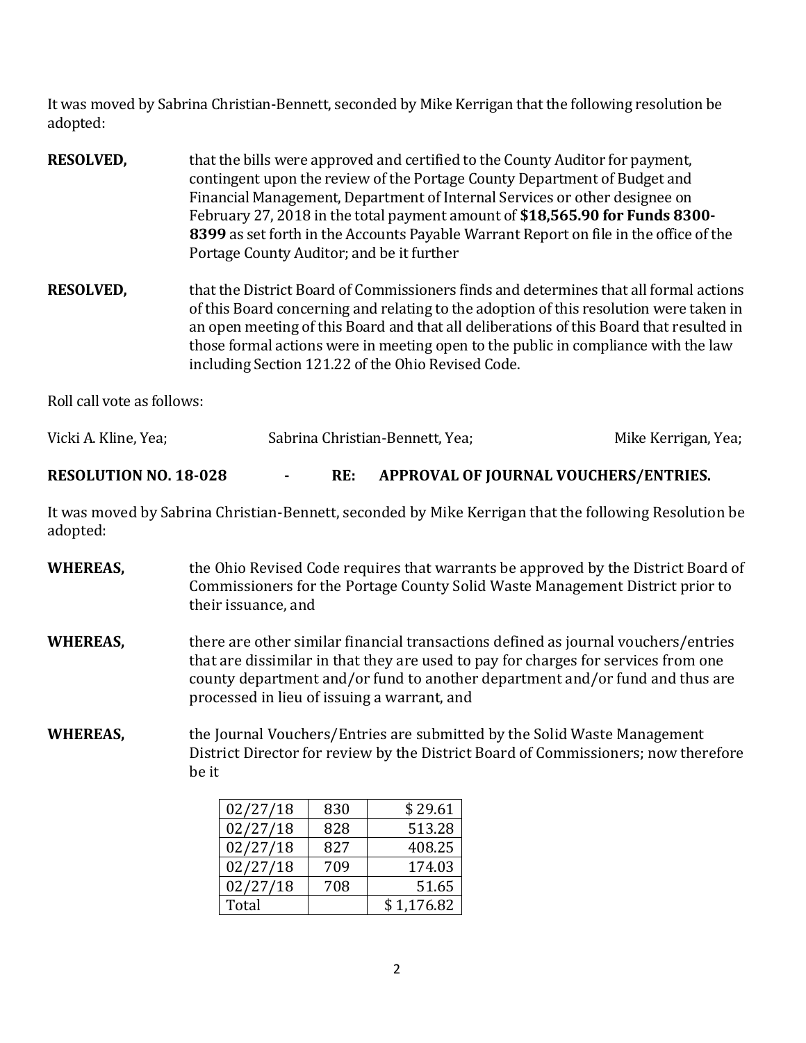It was moved by Sabrina Christian-Bennett, seconded by Mike Kerrigan that the following resolution be adopted:

**RESOLVED,** that the bills were approved and certified to the County Auditor for payment, contingent upon the review of the Portage County Department of Budget and Financial Management, Department of Internal Services or other designee on February 27, 2018 in the total payment amount of **$18,565.90 for Funds 8300-8399** as set forth in the Accounts Payable Warrant Report on file in the office of the Portage County Auditor; and be it further

**RESOLVED,** that the District Board of Commissioners finds and determines that all formal actions of this Board concerning and relating to the adoption of this resolution were taken in an open meeting of this Board and that all deliberations of this Board that resulted in those formal actions were in meeting open to the public in compliance with the law including Section 121.22 of the Ohio Revised Code.

Roll call vote as follows:

Vicki A. Kline, Yea; Sabrina Christian-Bennett, Yea; Mike Kerrigan, Yea;

**RESOLUTION NO. 18-028 - RE: APPROVAL OF JOURNAL VOUCHERS/ENTRIES.**

It was moved by Sabrina Christian-Bennett, seconded by Mike Kerrigan that the following Resolution be adopted:

**WHEREAS,** the Ohio Revised Code requires that warrants be approved by the District Board of Commissioners for the Portage County Solid Waste Management District prior to their issuance, and

**WHEREAS,** there are other similar financial transactions defined as journal vouchers/entries that are dissimilar in that they are used to pay for charges for services from one county department and/or fund to another department and/or fund and thus are processed in lieu of issuing a warrant, and

**WHEREAS,** the Journal Vouchers/Entries are submitted by the Solid Waste Management District Director for review by the District Board of Commissioners; now therefore be it

| | | |
|---|---|---|
| 02/27/18 | 830 | $ 29.61 |
| 02/27/18 | 828 | 513.28 |
| 02/27/18 | 827 | 408.25 |
| 02/27/18 | 709 | 174.03 |
| 02/27/18 | 708 | 51.65 |
| Total | | $ 1,176.82 |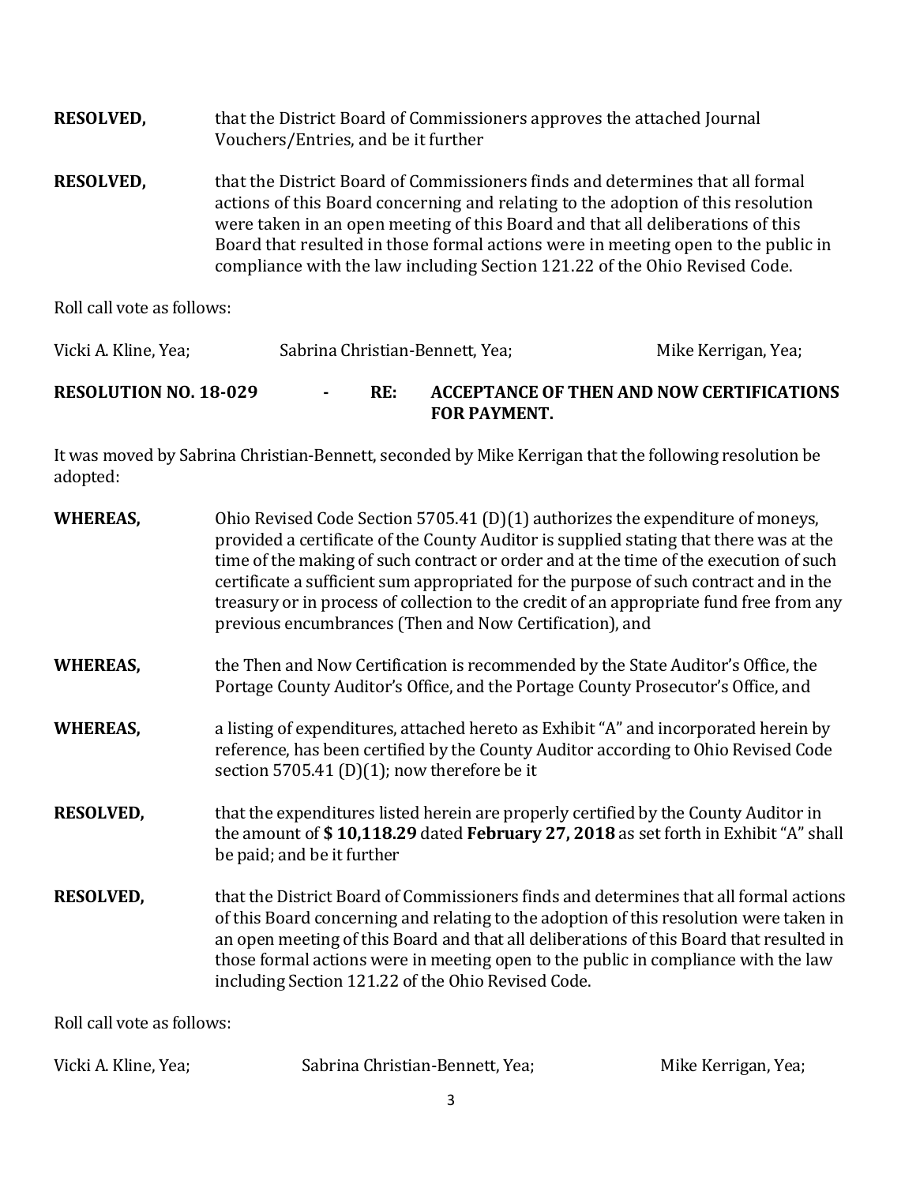**RESOLVED,** that the District Board of Commissioners approves the attached Journal Vouchers/Entries, and be it further

**RESOLVED,** that the District Board of Commissioners finds and determines that all formal actions of this Board concerning and relating to the adoption of this resolution were taken in an open meeting of this Board and that all deliberations of this Board that resulted in those formal actions were in meeting open to the public in compliance with the law including Section 121.22 of the Ohio Revised Code.

Roll call vote as follows:

Vicki A. Kline, Yea; Sabrina Christian-Bennett, Yea; Mike Kerrigan, Yea;

**RESOLUTION NO. 18-029 - RE: ACCEPTANCE OF THEN AND NOW CERTIFICATIONS FOR PAYMENT.**

It was moved by Sabrina Christian-Bennett, seconded by Mike Kerrigan that the following resolution be adopted:

**WHEREAS,** Ohio Revised Code Section 5705.41 (D)(1) authorizes the expenditure of moneys, provided a certificate of the County Auditor is supplied stating that there was at the time of the making of such contract or order and at the time of the execution of such certificate a sufficient sum appropriated for the purpose of such contract and in the treasury or in process of collection to the credit of an appropriate fund free from any previous encumbrances (Then and Now Certification), and

**WHEREAS,** the Then and Now Certification is recommended by the State Auditor's Office, the Portage County Auditor's Office, and the Portage County Prosecutor's Office, and

**WHEREAS,** a listing of expenditures, attached hereto as Exhibit "A" and incorporated herein by reference, has been certified by the County Auditor according to Ohio Revised Code section 5705.41 (D)(1); now therefore be it

**RESOLVED,** that the expenditures listed herein are properly certified by the County Auditor in the amount of **$ 10,118.29** dated **February 27, 2018** as set forth in Exhibit "A" shall be paid; and be it further

**RESOLVED,** that the District Board of Commissioners finds and determines that all formal actions of this Board concerning and relating to the adoption of this resolution were taken in an open meeting of this Board and that all deliberations of this Board that resulted in those formal actions were in meeting open to the public in compliance with the law including Section 121.22 of the Ohio Revised Code.

Roll call vote as follows:

Vicki A. Kline, Yea; Sabrina Christian-Bennett, Yea; Mike Kerrigan, Yea;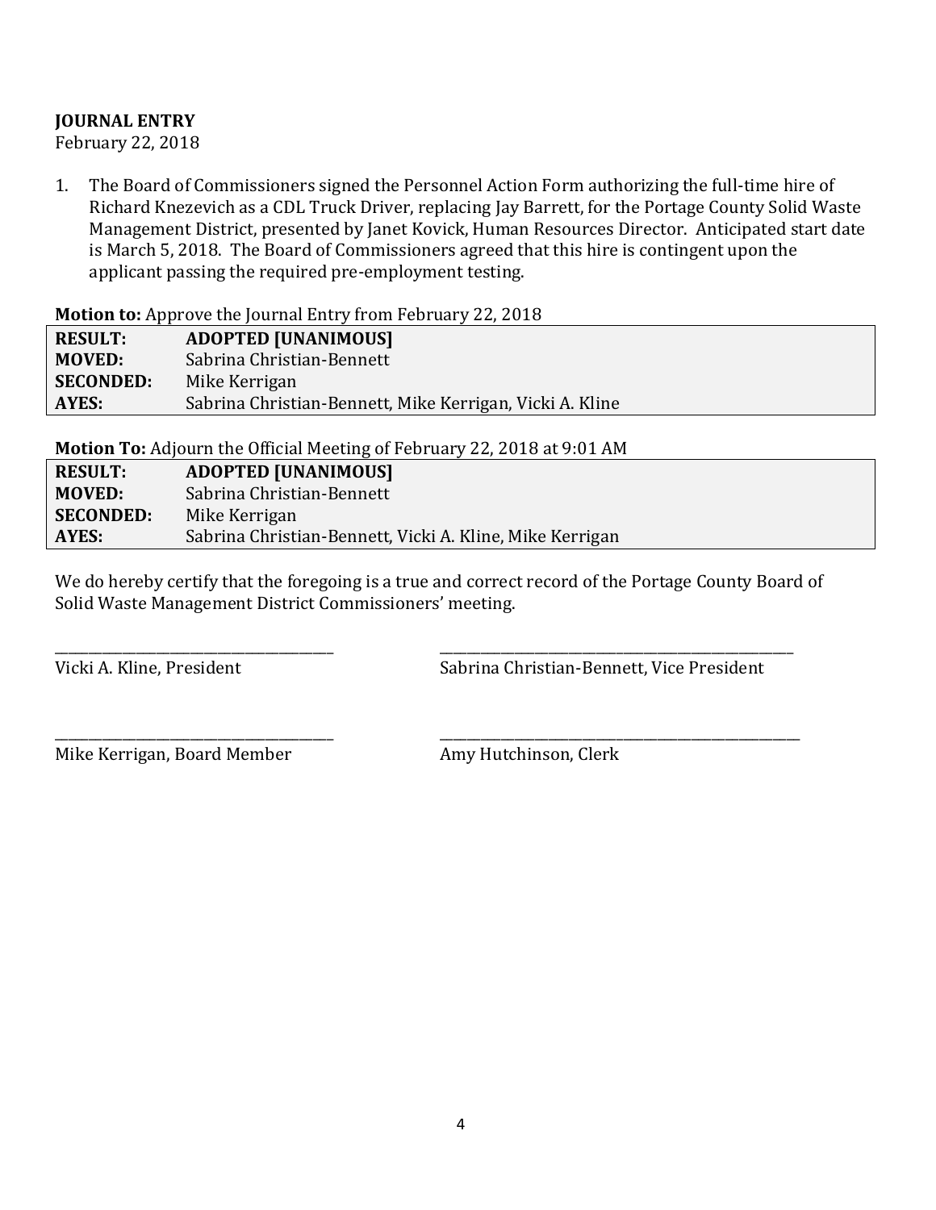**JOURNAL ENTRY**
February 22, 2018

1. The Board of Commissioners signed the Personnel Action Form authorizing the full-time hire of Richard Knezevich as a CDL Truck Driver, replacing Jay Barrett, for the Portage County Solid Waste Management District, presented by Janet Kovick, Human Resources Director. Anticipated start date is March 5, 2018. The Board of Commissioners agreed that this hire is contingent upon the applicant passing the required pre-employment testing.

**Motion to:** Approve the Journal Entry from February 22, 2018

| | |
|---|---|
| **RESULT:** | **ADOPTED [UNANIMOUS]** |
| **MOVED:** | Sabrina Christian-Bennett |
| **SECONDED:** | Mike Kerrigan |
| **AYES:** | Sabrina Christian-Bennett, Mike Kerrigan, Vicki A. Kline |

**Motion To:** Adjourn the Official Meeting of February 22, 2018 at 9:01 AM

| | |
|---|---|
| **RESULT:** | **ADOPTED [UNANIMOUS]** |
| **MOVED:** | Sabrina Christian-Bennett |
| **SECONDED:** | Mike Kerrigan |
| **AYES:** | Sabrina Christian-Bennett, Vicki A. Kline, Mike Kerrigan |

We do hereby certify that the foregoing is a true and correct record of the Portage County Board of Solid Waste Management District Commissioners' meeting.

\_\_\_\_\_\_\_\_\_\_\_\_\_\_\_\_\_\_\_\_\_\_\_\_\_\_\_\_\_\_\_\_\_\_\_\_
Vicki A. Kline, President

\_\_\_\_\_\_\_\_\_\_\_\_\_\_\_\_\_\_\_\_\_\_\_\_\_\_\_\_\_\_\_\_\_\_\_\_
Sabrina Christian-Bennett, Vice President

\_\_\_\_\_\_\_\_\_\_\_\_\_\_\_\_\_\_\_\_\_\_\_\_\_\_\_\_\_\_\_\_\_\_\_\_
Mike Kerrigan, Board Member

\_\_\_\_\_\_\_\_\_\_\_\_\_\_\_\_\_\_\_\_\_\_\_\_\_\_\_\_\_\_\_\_\_\_\_\_
Amy Hutchinson, Clerk